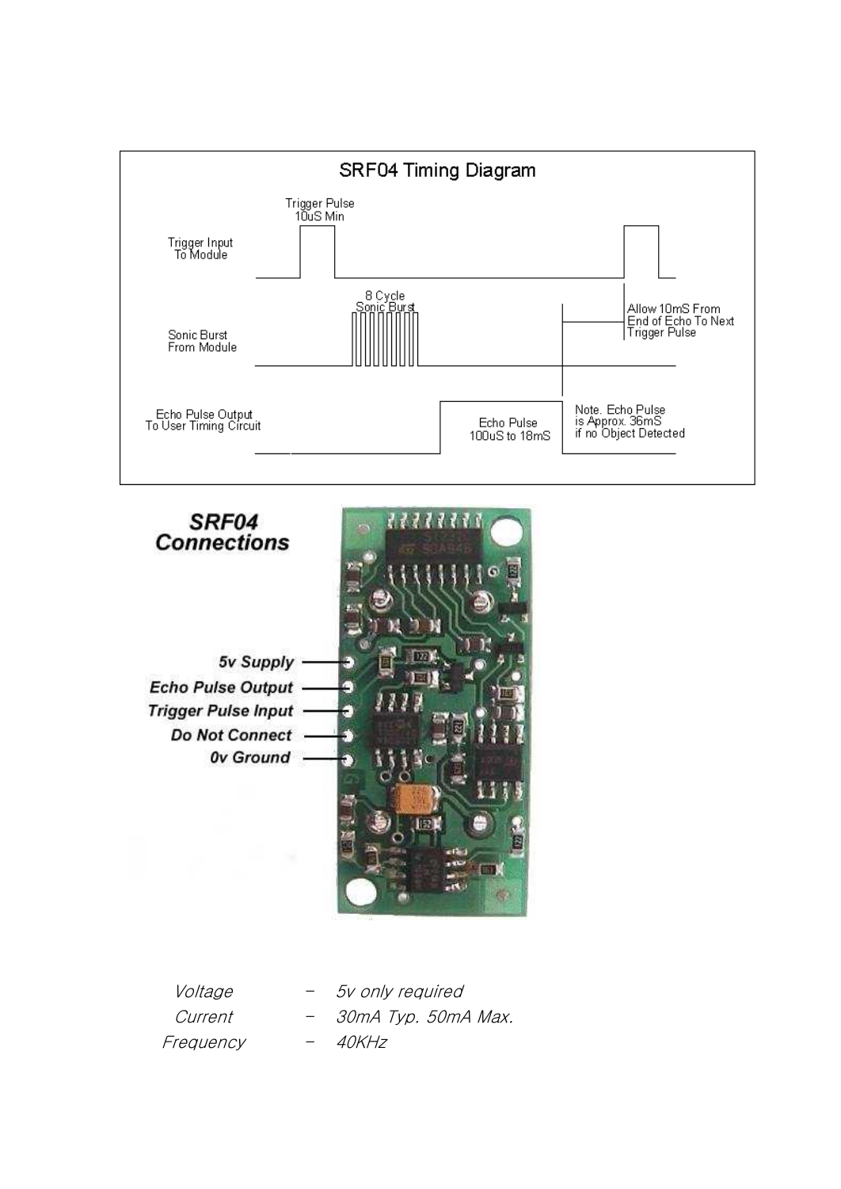## SRF04 Timing Diagram

Trigger Input To Module

Trigger Pulse 10uS Min

Sonic Burst From Module

8 Cycle Sonic Burst

Allow 10mS From End of Echo To Next Trigger Pulse

Echo Pulse Output To User Timing Circuit

Echo Pulse 100uS to 18mS

Note. Echo Pulse is Approx. 36mS if no Object Detected

## SRF04 Connections

- 5v Supply
- Echo Pulse Output
- Trigger Pulse Input
- Do Not Connect
- 0v Ground

| | | |
|---|---|---|
| *Voltage* | – | *5v only required* |
| *Current* | – | *30mA Typ. 50mA Max.* |
| *Frequency* | – | *40KHz* |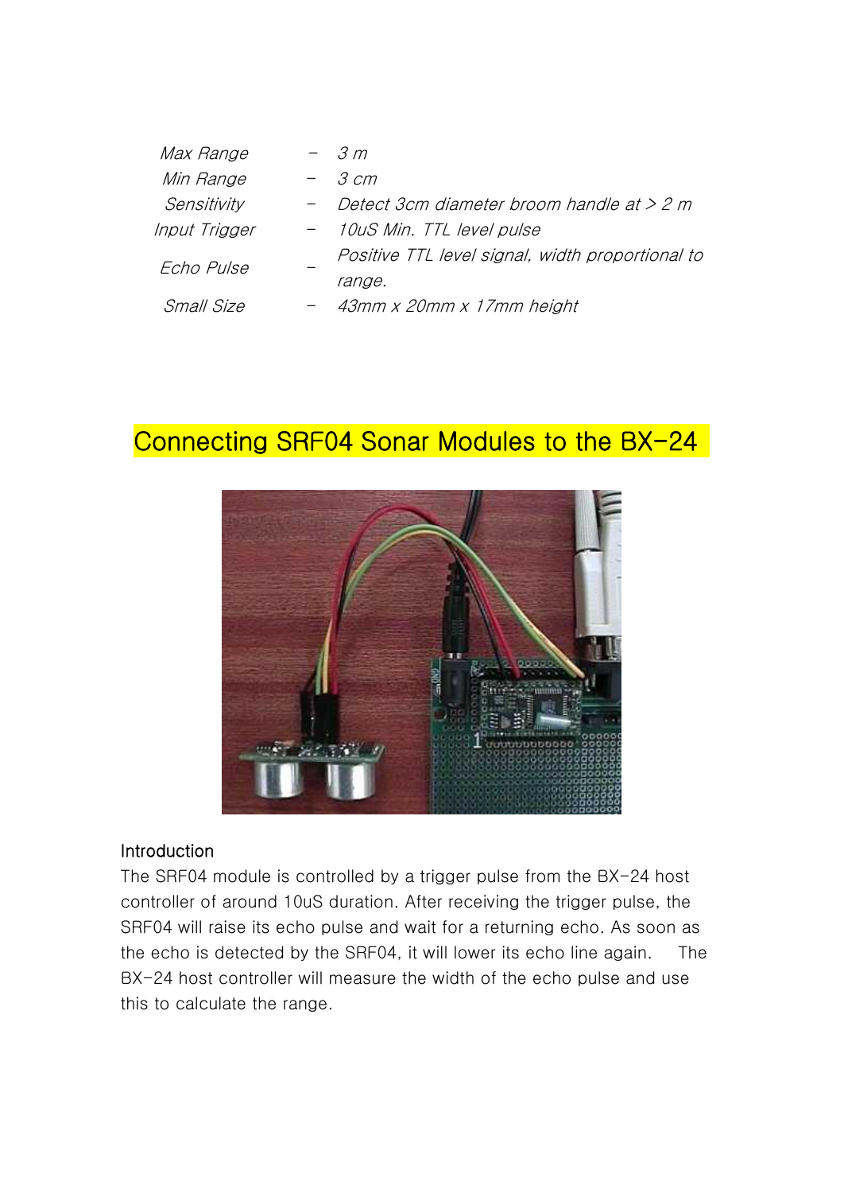| | | |
|---|---|---|
| *Max Range* | – | *3 m* |
| *Min Range* | – | *3 cm* |
| *Sensitivity* | – | *Detect 3cm diameter broom handle at > 2 m* |
| *Input Trigger* | – | *10uS Min. TTL level pulse* |
| *Echo Pulse* | – | *Positive TTL level signal, width proportional to range.* |
| *Small Size* | – | *43mm x 20mm x 17mm height* |

## Connecting SRF04 Sonar Modules to the BX-24

### Introduction

The SRF04 module is controlled by a trigger pulse from the BX-24 host controller of around 10uS duration. After receiving the trigger pulse, the SRF04 will raise its echo pulse and wait for a returning echo. As soon as the echo is detected by the SRF04, it will lower its echo line again. The BX-24 host controller will measure the width of the echo pulse and use this to calculate the range.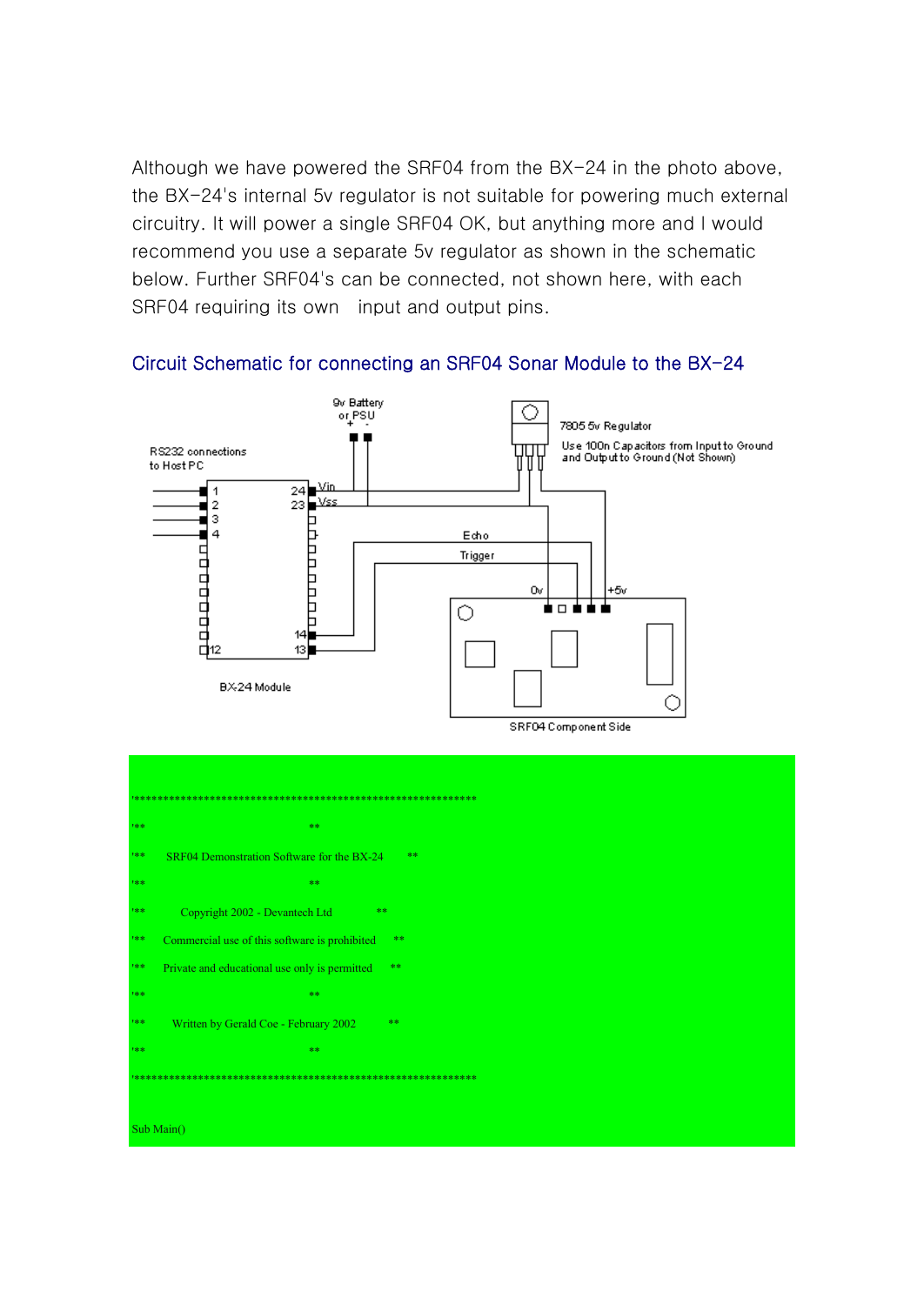Although we have powered the SRF04 from the BX-24 in the photo above, the BX-24's internal 5v regulator is not suitable for powering much external circuitry. It will power a single SRF04 OK, but anything more and I would recommend you use a separate 5v regulator as shown in the schematic below. Further SRF04's can be connected, not shown here, with each SRF04 requiring its own  input and output pins.

## Circuit Schematic for connecting an SRF04 Sonar Module to the BX-24

9v Battery or PSU + -

7805 5v Regulator

Use 100n Capacitors from Input to Ground and Output to Ground (Not Shown)

RS232 connections to Host PC

Vin

Vss

Echo

Trigger

0v

+5v

BX-24 Module

SRF04 Component Side

```
'*************************************************************
'**                                                         **
'**   SRF04 Demonstration Software for the BX-24            **
'**                                                         **
'**          Copyright 2002 - Devantech Ltd                 **
'**   Commercial use of this software is prohibited         **
'**   Private and educational use only is permitted         **
'**                                                         **
'**      Written by Gerald Coe - February 2002              **
'**                                                         **
'*************************************************************

Sub Main()
```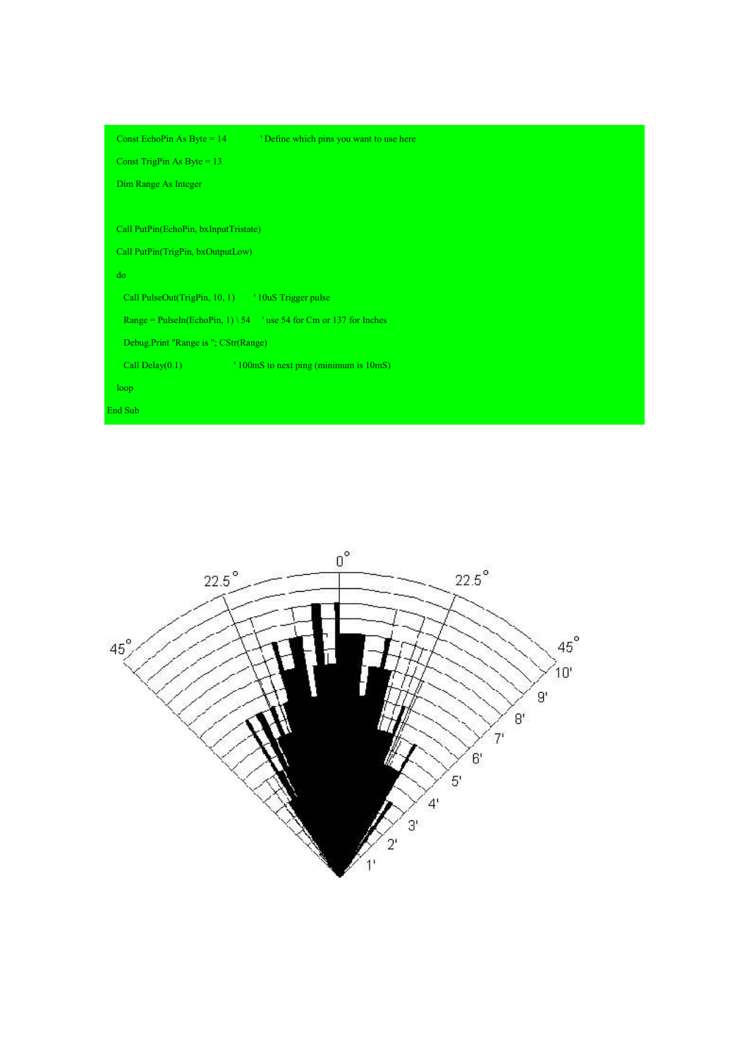```
Const EchoPin As Byte = 14          ' Define which pins you want to use here
Const TrigPin As Byte = 13
Dim Range As Integer

Call PutPin(EchoPin, bxInputTristate)
Call PutPin(TrigPin, bxOutputLow)
do
  Call PulseOut(TrigPin, 10, 1)     ' 10uS Trigger pulse
  Range = PulseIn(EchoPin, 1) \ 54  ' use 54 for Cm or 137 for Inches
  Debug.Print "Range is "; CStr(Range)
  Call Delay(0.1)                   ' 100mS to next ping (minimum is 10mS)
loop
End Sub
```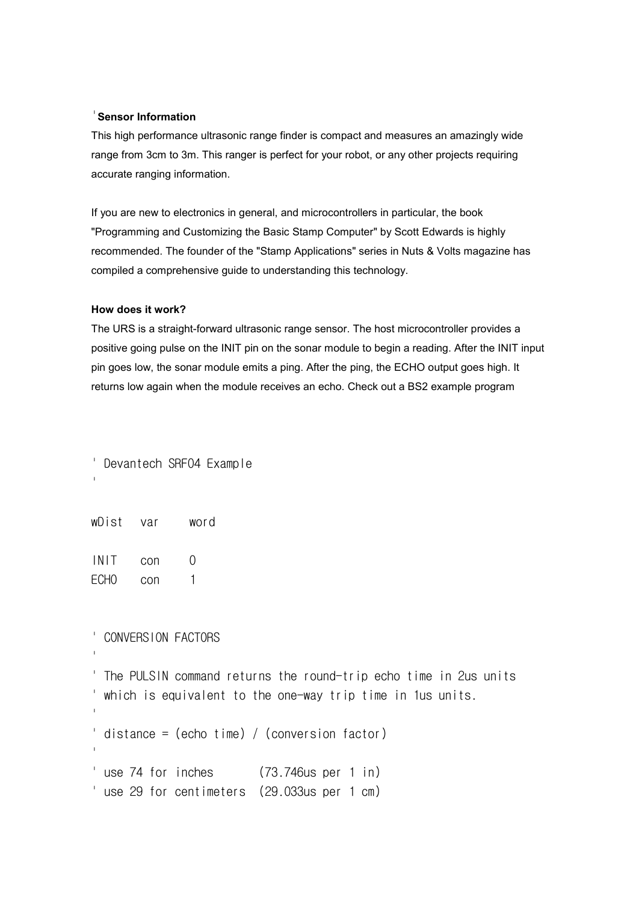'**Sensor Information**

This high performance ultrasonic range finder is compact and measures an amazingly wide range from 3cm to 3m. This ranger is perfect for your robot, or any other projects requiring accurate ranging information.

If you are new to electronics in general, and microcontrollers in particular, the book "Programming and Customizing the Basic Stamp Computer" by Scott Edwards is highly recommended. The founder of the "Stamp Applications" series in Nuts & Volts magazine has compiled a comprehensive guide to understanding this technology.

**How does it work?**

The URS is a straight-forward ultrasonic range sensor. The host microcontroller provides a positive going pulse on the INIT pin on the sonar module to begin a reading. After the INIT input pin goes low, the sonar module emits a ping. After the ping, the ECHO output goes high. It returns low again when the module receives an echo. Check out a BS2 example program

```
' Devantech SRF04 Example
'

wDist   var     word

INIT    con     0
ECHO    con     1


' CONVERSION FACTORS
'
' The PULSIN command returns the round-trip echo time in 2us units
' which is equivalent to the one-way trip time in 1us units.
'
' distance = (echo time) / (conversion factor)
'
' use 74 for inches       (73.746us per 1 in)
' use 29 for centimeters  (29.033us per 1 cm)
```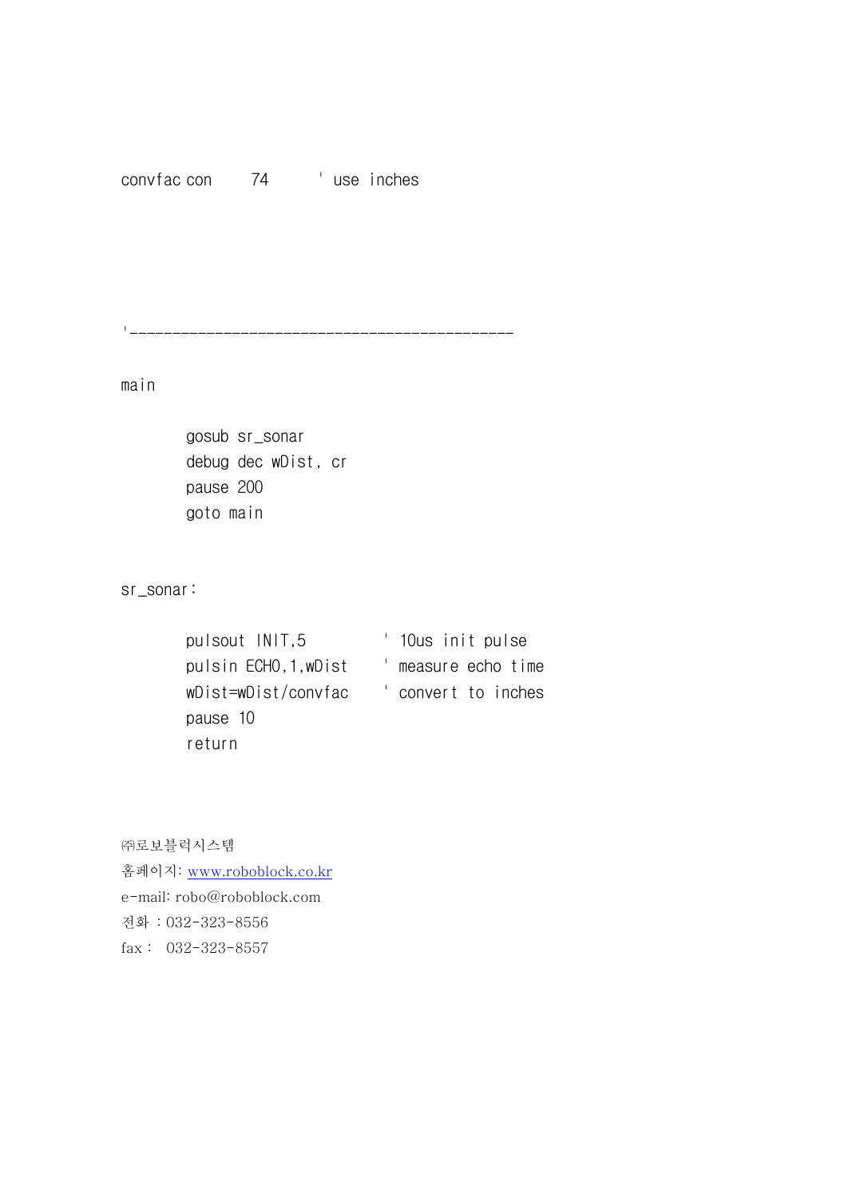```
convfac con     74      ' use inches



'---------------------------------------------

main

        gosub sr_sonar
        debug dec wDist, cr
        pause 200
        goto main


sr_sonar:

        pulsout INIT,5          ' 10us init pulse
        pulsin ECHO,1,wDist     ' measure echo time
        wDist=wDist/convfac     ' convert to inches
        pause 10
        return
```

㈜로보블럭시스템

홈페이지: [www.roboblock.co.kr](http://www.roboblock.co.kr)

e-mail: robo@roboblock.com

전화 : 032-323-8556

fax : 032-323-8557